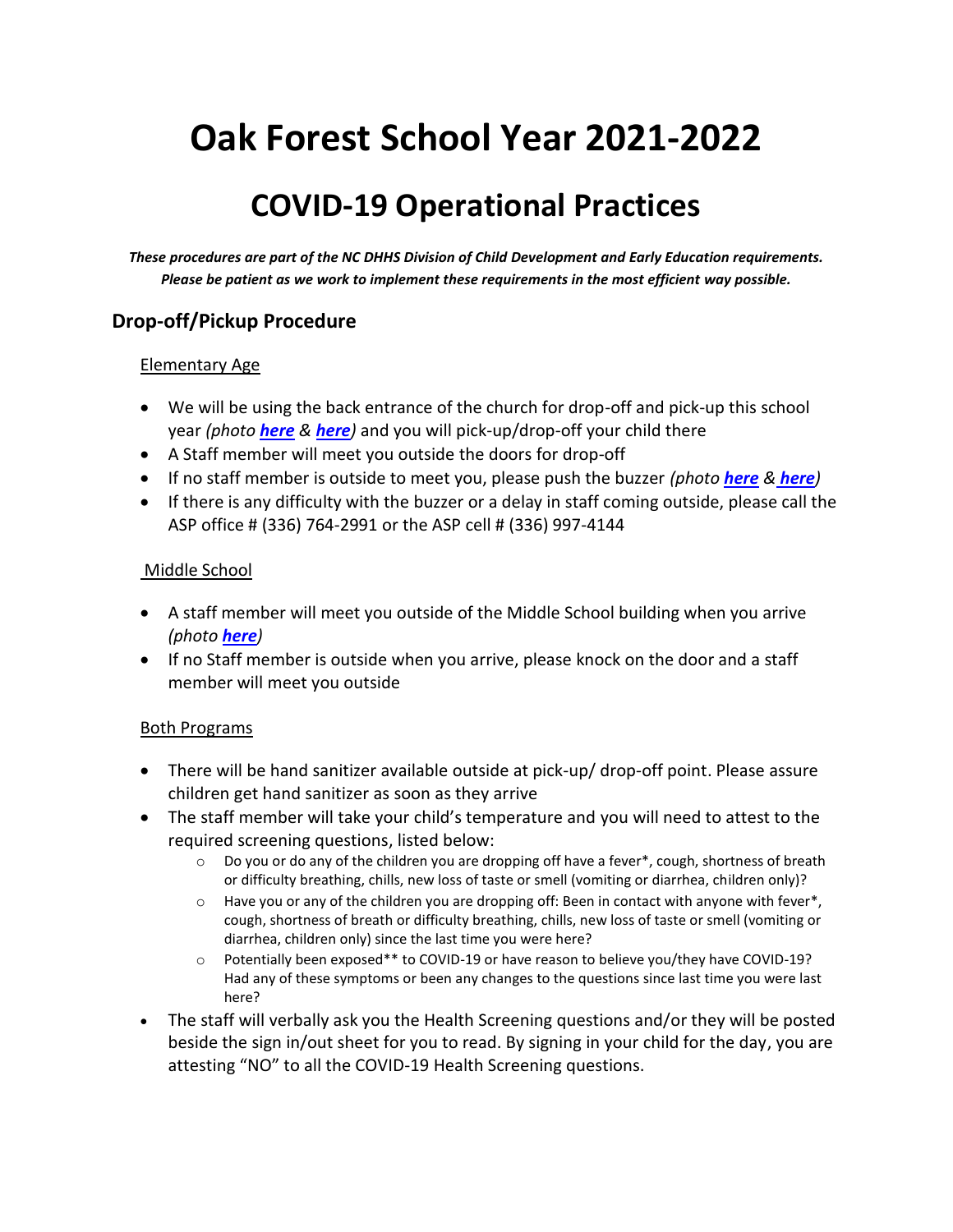# Oak Forest School Year 2021-2022

## COVID-19 Operational Practices

***These procedures are part of the NC DHHS Division of Child Development and Early Education requirements. Please be patient as we work to implement these requirements in the most efficient way possible.***

### Drop-off/Pickup Procedure

Elementary Age

- We will be using the back entrance of the church for drop-off and pick-up this school year *(photo **here** & **here**)* and you will pick-up/drop-off your child there
- A Staff member will meet you outside the doors for drop-off
- If no staff member is outside to meet you, please push the buzzer *(photo **here** & **here**)*
- If there is any difficulty with the buzzer or a delay in staff coming outside, please call the ASP office # (336) 764-2991 or the ASP cell # (336) 997-4144

Middle School

- A staff member will meet you outside of the Middle School building when you arrive *(photo **here**)*
- If no Staff member is outside when you arrive, please knock on the door and a staff member will meet you outside

Both Programs

- There will be hand sanitizer available outside at pick-up/ drop-off point. Please assure children get hand sanitizer as soon as they arrive
- The staff member will take your child's temperature and you will need to attest to the required screening questions, listed below:
  - Do you or do any of the children you are dropping off have a fever*, cough, shortness of breath or difficulty breathing, chills, new loss of taste or smell (vomiting or diarrhea, children only)?
  - Have you or any of the children you are dropping off: Been in contact with anyone with fever*, cough, shortness of breath or difficulty breathing, chills, new loss of taste or smell (vomiting or diarrhea, children only) since the last time you were here?
  - Potentially been exposed** to COVID-19 or have reason to believe you/they have COVID-19? Had any of these symptoms or been any changes to the questions since last time you were last here?
- The staff will verbally ask you the Health Screening questions and/or they will be posted beside the sign in/out sheet for you to read. By signing in your child for the day, you are attesting "NO" to all the COVID-19 Health Screening questions.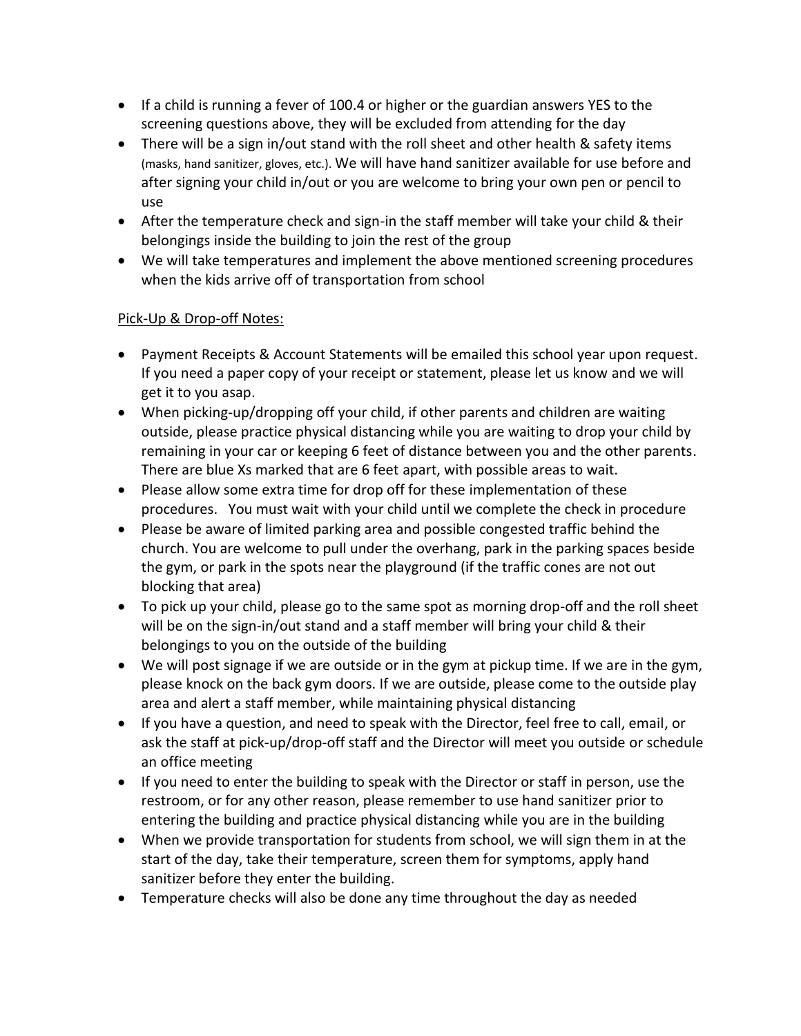- If a child is running a fever of 100.4 or higher or the guardian answers YES to the screening questions above, they will be excluded from attending for the day
- There will be a sign in/out stand with the roll sheet and other health & safety items (masks, hand sanitizer, gloves, etc.). We will have hand sanitizer available for use before and after signing your child in/out or you are welcome to bring your own pen or pencil to use
- After the temperature check and sign-in the staff member will take your child & their belongings inside the building to join the rest of the group
- We will take temperatures and implement the above mentioned screening procedures when the kids arrive off of transportation from school

Pick-Up & Drop-off Notes:

- Payment Receipts & Account Statements will be emailed this school year upon request. If you need a paper copy of your receipt or statement, please let us know and we will get it to you asap.
- When picking-up/dropping off your child, if other parents and children are waiting outside, please practice physical distancing while you are waiting to drop your child by remaining in your car or keeping 6 feet of distance between you and the other parents. There are blue Xs marked that are 6 feet apart, with possible areas to wait.
- Please allow some extra time for drop off for these implementation of these procedures. You must wait with your child until we complete the check in procedure
- Please be aware of limited parking area and possible congested traffic behind the church. You are welcome to pull under the overhang, park in the parking spaces beside the gym, or park in the spots near the playground (if the traffic cones are not out blocking that area)
- To pick up your child, please go to the same spot as morning drop-off and the roll sheet will be on the sign-in/out stand and a staff member will bring your child & their belongings to you on the outside of the building
- We will post signage if we are outside or in the gym at pickup time. If we are in the gym, please knock on the back gym doors. If we are outside, please come to the outside play area and alert a staff member, while maintaining physical distancing
- If you have a question, and need to speak with the Director, feel free to call, email, or ask the staff at pick-up/drop-off staff and the Director will meet you outside or schedule an office meeting
- If you need to enter the building to speak with the Director or staff in person, use the restroom, or for any other reason, please remember to use hand sanitizer prior to entering the building and practice physical distancing while you are in the building
- When we provide transportation for students from school, we will sign them in at the start of the day, take their temperature, screen them for symptoms, apply hand sanitizer before they enter the building.
- Temperature checks will also be done any time throughout the day as needed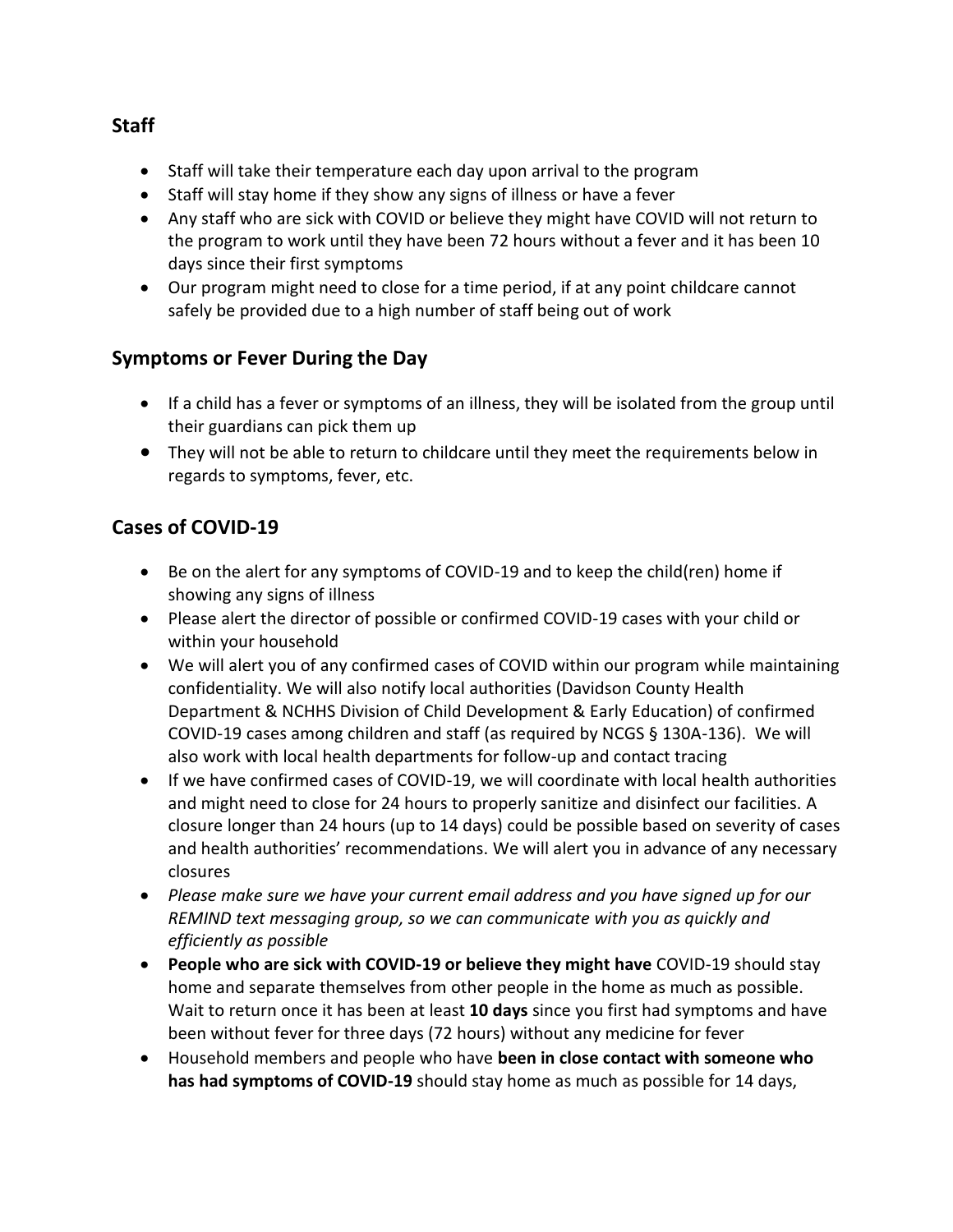## Staff

- Staff will take their temperature each day upon arrival to the program
- Staff will stay home if they show any signs of illness or have a fever
- Any staff who are sick with COVID or believe they might have COVID will not return to the program to work until they have been 72 hours without a fever and it has been 10 days since their first symptoms
- Our program might need to close for a time period, if at any point childcare cannot safely be provided due to a high number of staff being out of work

## Symptoms or Fever During the Day

- If a child has a fever or symptoms of an illness, they will be isolated from the group until their guardians can pick them up
- They will not be able to return to childcare until they meet the requirements below in regards to symptoms, fever, etc.

## Cases of COVID-19

- Be on the alert for any symptoms of COVID-19 and to keep the child(ren) home if showing any signs of illness
- Please alert the director of possible or confirmed COVID-19 cases with your child or within your household
- We will alert you of any confirmed cases of COVID within our program while maintaining confidentiality. We will also notify local authorities (Davidson County Health Department & NCHHS Division of Child Development & Early Education) of confirmed COVID-19 cases among children and staff (as required by NCGS § 130A-136). We will also work with local health departments for follow-up and contact tracing
- If we have confirmed cases of COVID-19, we will coordinate with local health authorities and might need to close for 24 hours to properly sanitize and disinfect our facilities. A closure longer than 24 hours (up to 14 days) could be possible based on severity of cases and health authorities' recommendations. We will alert you in advance of any necessary closures
- *Please make sure we have your current email address and you have signed up for our REMIND text messaging group, so we can communicate with you as quickly and efficiently as possible*
- **People who are sick with COVID-19 or believe they might have** COVID-19 should stay home and separate themselves from other people in the home as much as possible. Wait to return once it has been at least **10 days** since you first had symptoms and have been without fever for three days (72 hours) without any medicine for fever
- Household members and people who have **been in close contact with someone who has had symptoms of COVID-19** should stay home as much as possible for 14 days,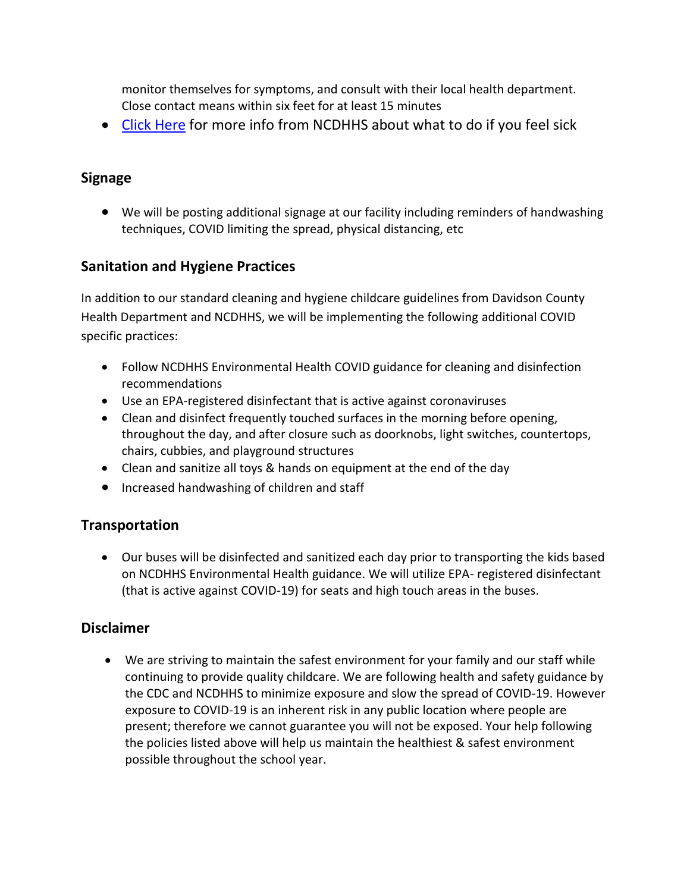monitor themselves for symptoms, and consult with their local health department. Close contact means within six feet for at least 15 minutes

- Click Here for more info from NCDHHS about what to do if you feel sick

## Signage

- We will be posting additional signage at our facility including reminders of handwashing techniques, COVID limiting the spread, physical distancing, etc

## Sanitation and Hygiene Practices

In addition to our standard cleaning and hygiene childcare guidelines from Davidson County Health Department and NCDHHS, we will be implementing the following additional COVID specific practices:

- Follow NCDHHS Environmental Health COVID guidance for cleaning and disinfection recommendations
- Use an EPA-registered disinfectant that is active against coronaviruses
- Clean and disinfect frequently touched surfaces in the morning before opening, throughout the day, and after closure such as doorknobs, light switches, countertops, chairs, cubbies, and playground structures
- Clean and sanitize all toys & hands on equipment at the end of the day
- Increased handwashing of children and staff

## Transportation

- Our buses will be disinfected and sanitized each day prior to transporting the kids based on NCDHHS Environmental Health guidance. We will utilize EPA- registered disinfectant (that is active against COVID-19) for seats and high touch areas in the buses.

## Disclaimer

- We are striving to maintain the safest environment for your family and our staff while continuing to provide quality childcare. We are following health and safety guidance by the CDC and NCDHHS to minimize exposure and slow the spread of COVID-19. However exposure to COVID-19 is an inherent risk in any public location where people are present; therefore we cannot guarantee you will not be exposed. Your help following the policies listed above will help us maintain the healthiest & safest environment possible throughout the school year.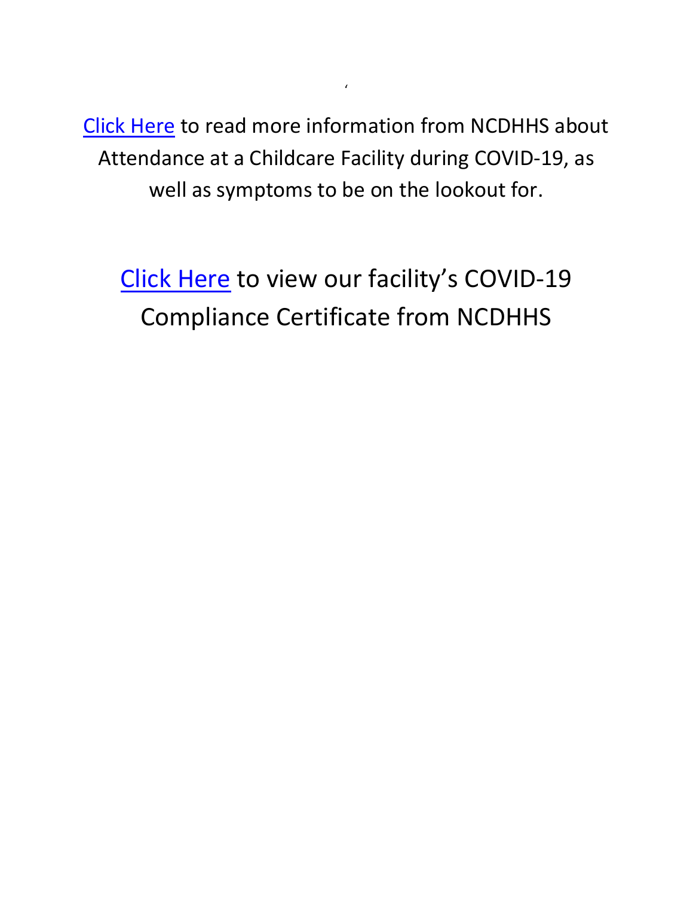Click Here to read more information from NCDHHS about Attendance at a Childcare Facility during COVID-19, as well as symptoms to be on the lookout for.

Click Here to view our facility's COVID-19 Compliance Certificate from NCDHHS